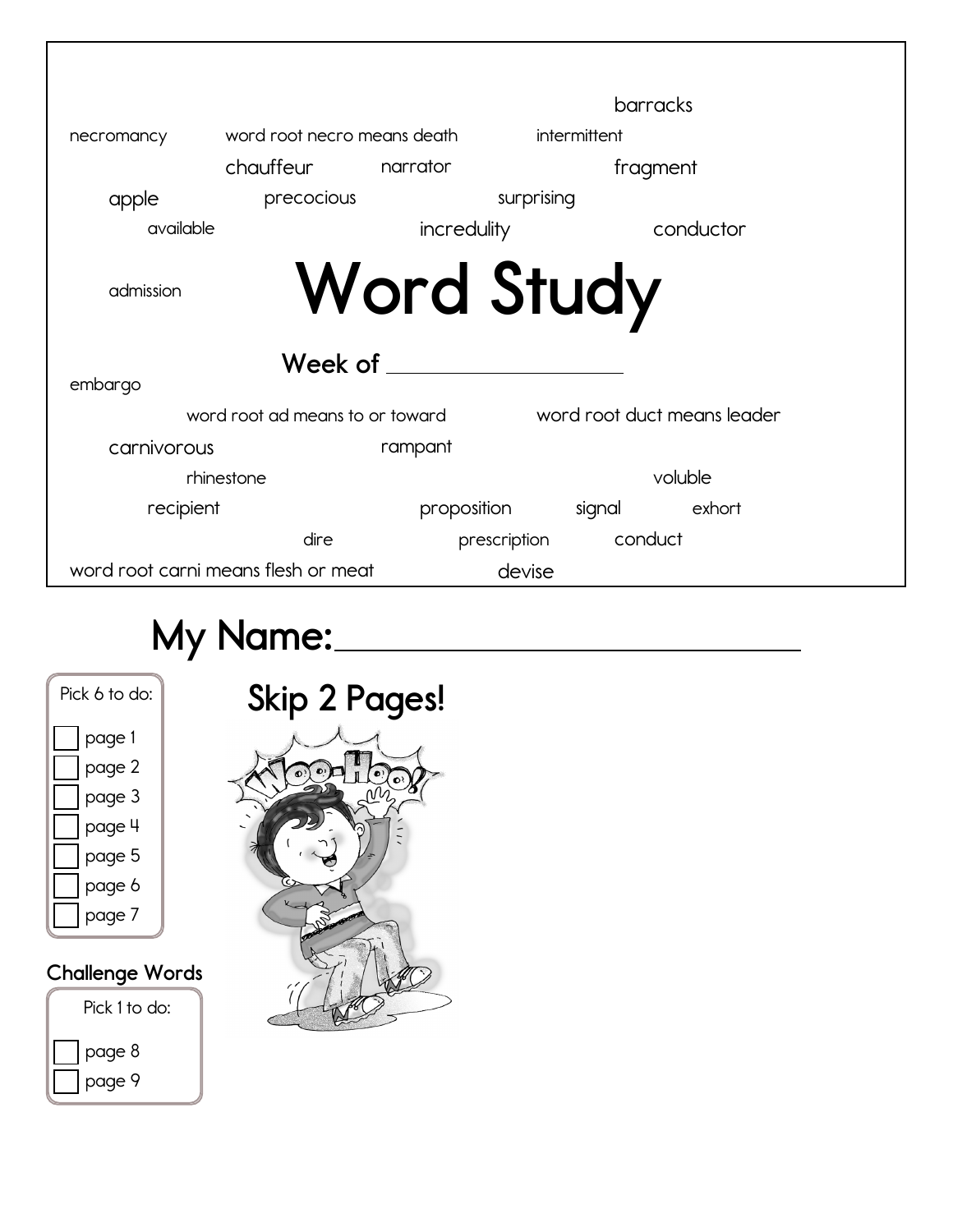barracks

necromancy word root necro means death intermittent

chauffeur narrator fragment

apple precocious surprising

available incredulity conductor

admission

# Word Study

**Week of** ____________________

embargo

word root ad means to or toward word root duct means leader

carnivorous rampant

rhinestone voluble

recipient proposition signal exhort

dire prescription conduct

word root carni means flesh or meat devise

## My Name: ______________________________

Pick 6 to do:

- [ ] page 1
- [ ] page 2
- [ ] page 3
- [ ] page 4
- [ ] page 5
- [ ] page 6
- [ ] page 7

## Skip 2 Pages!

### Challenge Words

Pick 1 to do:

- [ ] page 8
- [ ] page 9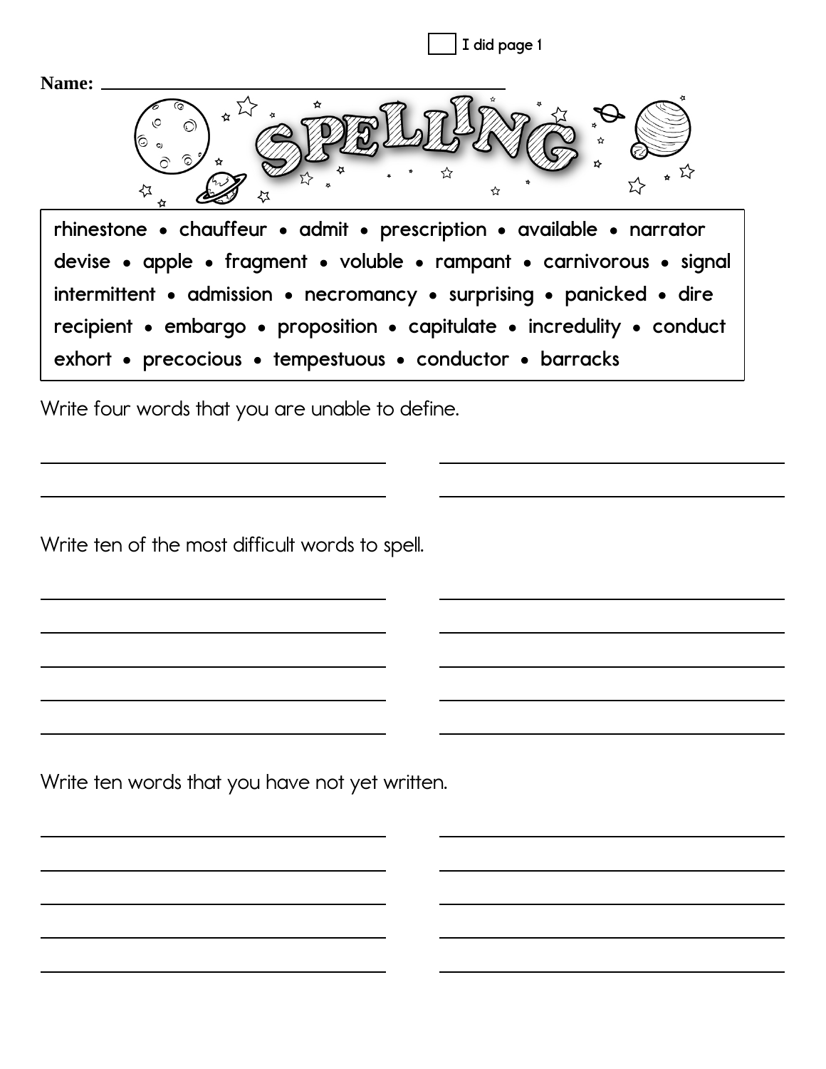☐ I did page 1

**Name:** ______________________________

# SPELLING

rhinestone • chauffeur • admit • prescription • available • narrator
devise • apple • fragment • voluble • rampant • carnivorous • signal
intermittent • admission • necromancy • surprising • panicked • dire
recipient • embargo • proposition • capitulate • incredulity • conduct
exhort • precocious • tempestuous • conductor • barracks

Write four words that you are unable to define.

______________________ ______________________

______________________ ______________________

Write ten of the most difficult words to spell.

______________________ ______________________

______________________ ______________________

______________________ ______________________

______________________ ______________________

______________________ ______________________

Write ten words that you have not yet written.

______________________ ______________________

______________________ ______________________

______________________ ______________________

______________________ ______________________

______________________ ______________________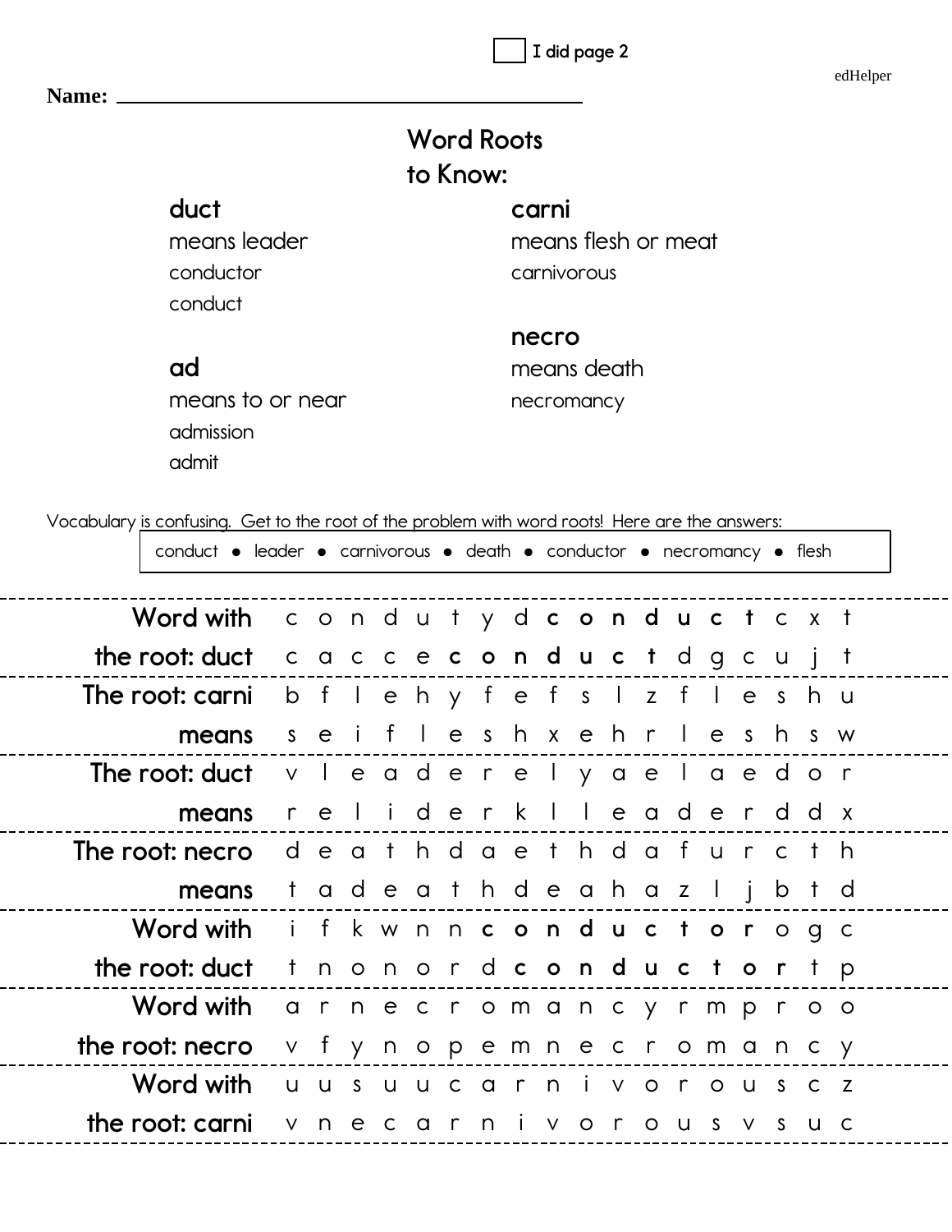☐ I did page 2

edHelper

**Name:** ______________________________

## Word Roots to Know:

**duct**
means leader
conductor
conduct

**ad**
means to or near
admission
admit

**carni**
means flesh or meat
carnivorous

**necro**
means death
necromancy

Vocabulary is confusing. Get to the root of the problem with word roots! Here are the answers:

conduct • leader • carnivorous • death • conductor • necromancy • flesh

| | |
|---|---|
| Word with the root: duct | c o n d u t y d **c o n d u c t** c x t |
| | c a c c e **c o n d u c t** d g c u j t |
| The root: carni means | b f l e h y f e f s l z f l e s h u |
| | s e i f l e s h x e h r l e s h s w |
| The root: duct means | v l e a d e r e l y a e l a e d o r |
| | r e l i d e r k l l e a d e r d d x |
| The root: necro means | d e a t h d a e t h d a f u r c t h |
| | t a d e a t h d e a h a z l j b t d |
| Word with the root: duct | i f k w n n **c o n d u c t o r** o g c |
| | t n o n o r d **c o n d u c t o r** t p |
| Word with the root: necro | a r n e c r o m a n c y r m p r o o |
| | v f y n o p e m n e c r o m a n c y |
| Word with the root: carni | u u s u u c a r n i v o r o u s c z |
| | v n e c a r n i v o r o u s v s u c |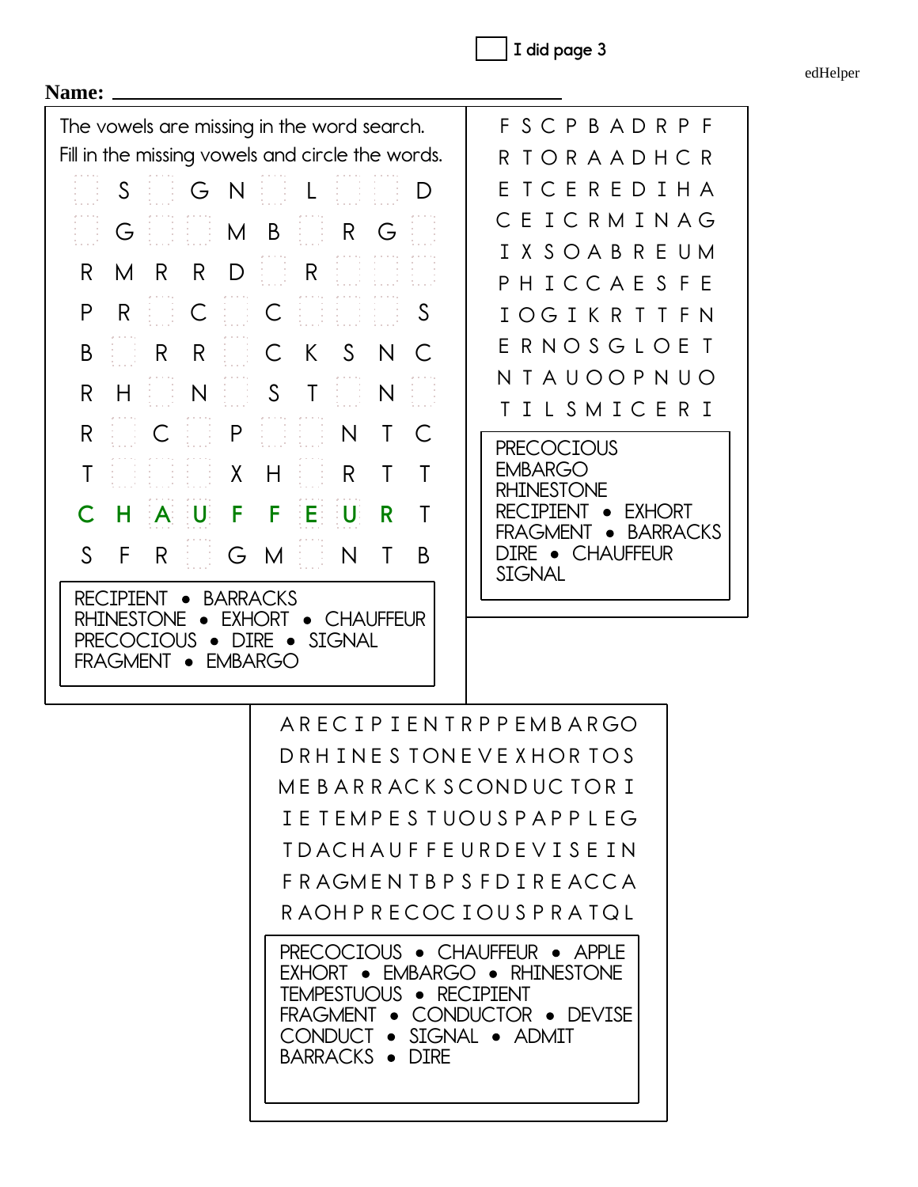☐ I did page 3

**Name:** ______________________________

The vowels are missing in the word search. Fill in the missing vowels and circle the words.

|   |   |   |   |   |   |   |   |   |   |
|---|---|---|---|---|---|---|---|---|---|
|   | S |   | G | N |   | L |   |   | D |
|   | G |   |   | M | B |   | R | G |   |
| R | M | R | R | D |   | R |   |   |   |
| P | R |   | C |   | C |   |   |   | S |
| B |   | R | R |   | C | K | S | N | C |
| R | H |   | N |   | S | T |   | N |   |
| R |   | C |   | P |   |   | N | T | C |
| T |   |   |   | X | H |   | R | T | T |
| C | H | A | U | F | F | E | U | R | T |
| S | F | R |   | G | M |   | N | T | B |

RECIPIENT • BARRACKS
RHINESTONE • EXHORT • CHAUFFEUR
PRECOCIOUS • DIRE • SIGNAL
FRAGMENT • EMBARGO

```
F S C P B A D R P F
R T O R A A D H C R
E T C E R E D I H A
C E I C R M I N A G
I X S O A B R E U M
P H I C C A E S F E
I O G I K R T T F N
E R N O S G L O E T
N T A U O O P N U O
T I L S M I C E R I
```

PRECOCIOUS
EMBARGO
RHINESTONE
RECIPIENT • EXHORT
FRAGMENT • BARRACKS
DIRE • CHAUFFEUR
SIGNAL

```
A R E C I P I E N T R P P E M B A R G O
D R H I N E S T O N E V E X H O R T O S
M E B A R R A C K S C O N D U C T O R I
I E T E M P E S T U O U S P A P P L E G
T D A C H A U F F E U R D E V I S E I N
F R A G M E N T B P S F D I R E A C C A
R A O H P R E C O C I O U S P R A T Q L
```

PRECOCIOUS • CHAUFFEUR • APPLE
EXHORT • EMBARGO • RHINESTONE
TEMPESTUOUS • RECIPIENT
FRAGMENT • CONDUCTOR • DEVISE
CONDUCT • SIGNAL • ADMIT
BARRACKS • DIRE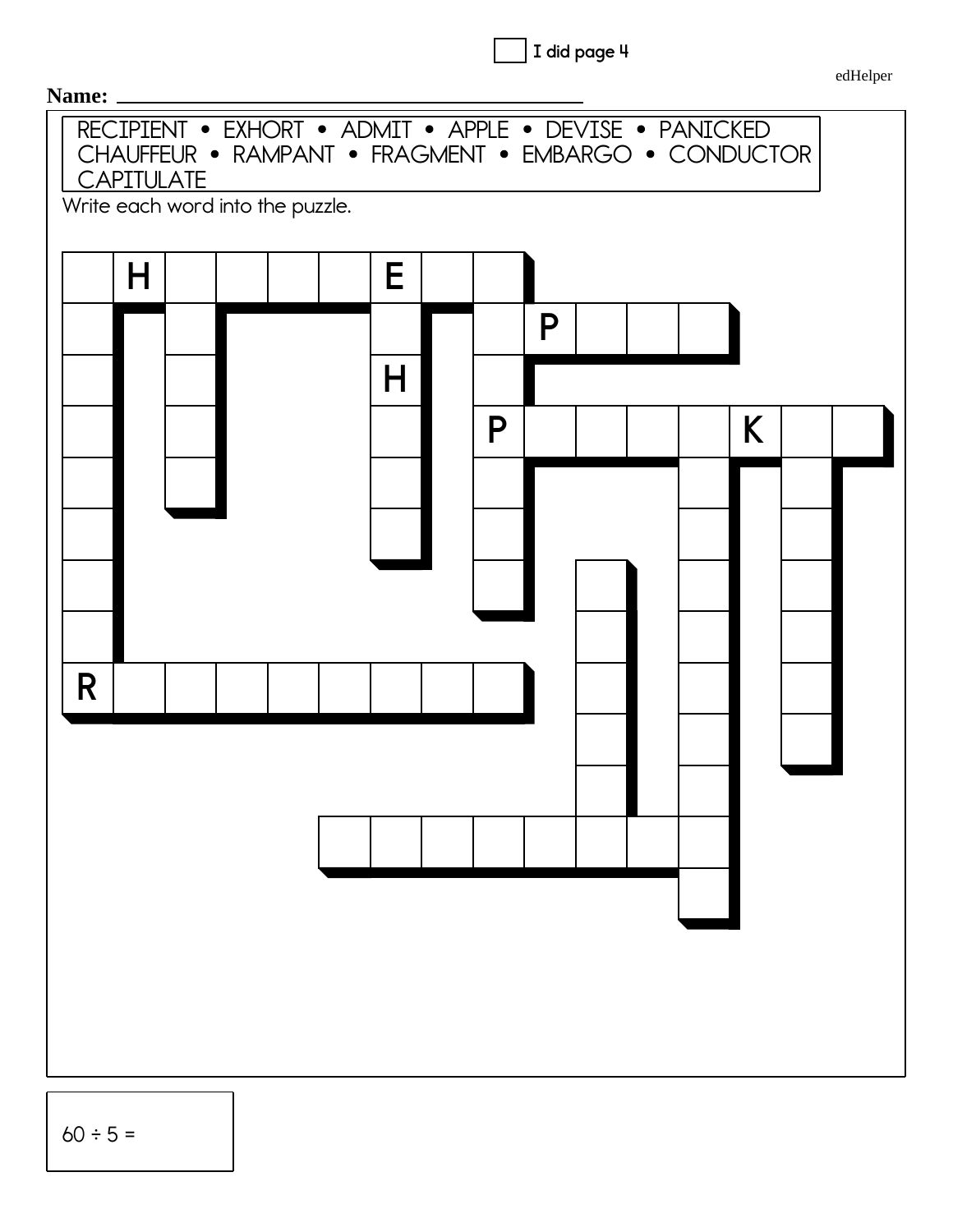☐ I did page 4

edHelper

**Name:** ____________________________________________

RECIPIENT • EXHORT • ADMIT • APPLE • DEVISE • PANICKED
CHAUFFEUR • RAMPANT • FRAGMENT • EMBARGO • CONDUCTOR
CAPITULATE

Write each word into the puzzle.

60 ÷ 5 =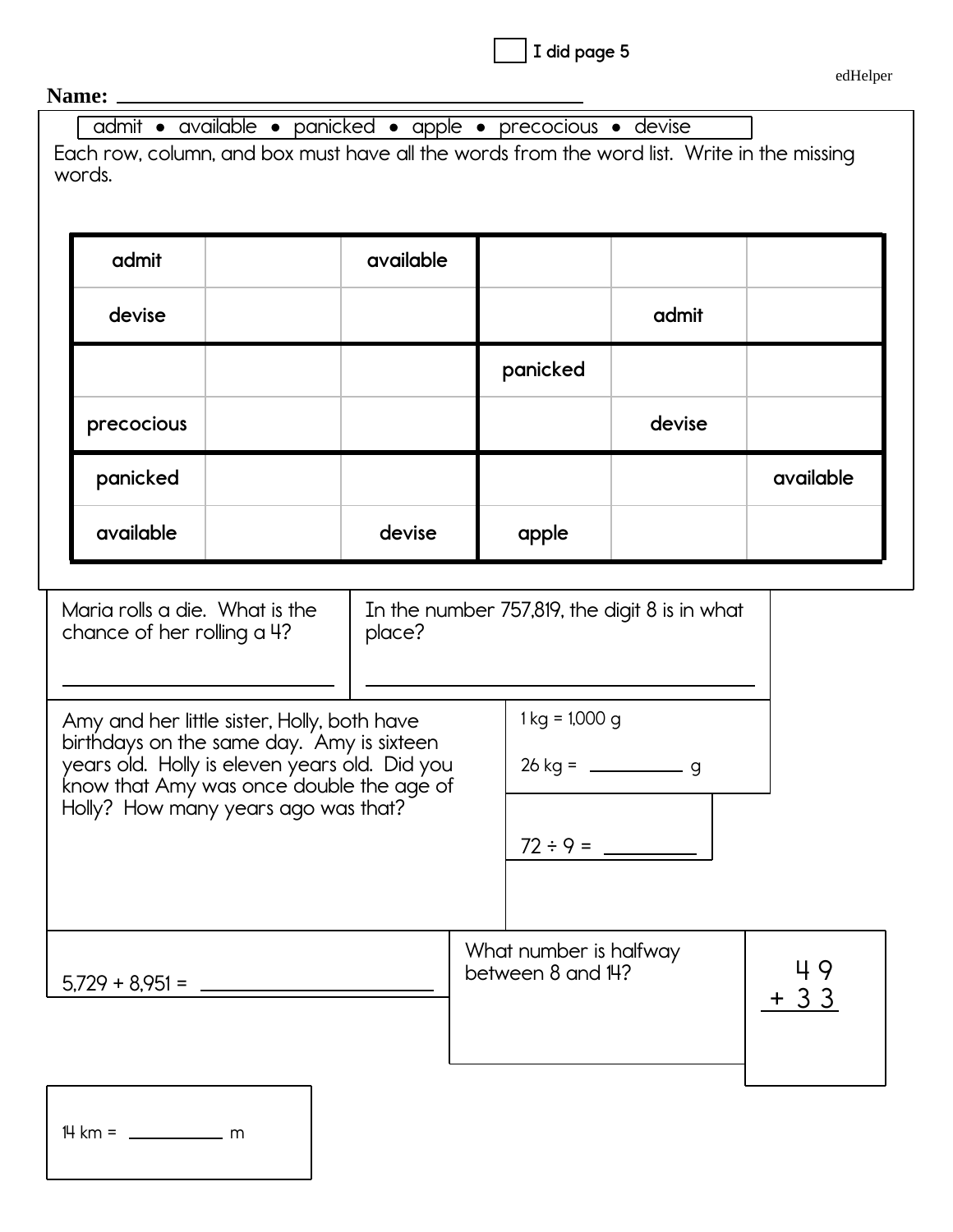☐ I did page 5

edHelper

**Name:** ____________________________________________

admit • available • panicked • apple • precocious • devise

Each row, column, and box must have all the words from the word list. Write in the missing words.

| | | | | | |
|---|---|---|---|---|---|
| admit | | available | | | |
| devise | | | | admit | |
| | | | panicked | | |
| precocious | | | | devise | |
| panicked | | | | | available |
| available | | devise | apple | | |

Maria rolls a die. What is the chance of her rolling a 4?

____________________

In the number 757,819, the digit 8 is in what place?

____________________

Amy and her little sister, Holly, both have birthdays on the same day. Amy is sixteen years old. Holly is eleven years old. Did you know that Amy was once double the age of Holly? How many years ago was that?

1 kg = 1,000 g

26 kg = __________ g

72 ÷ 9 = __________

5,729 + 8,951 = ____________________

What number is halfway between 8 and 14?

$$\begin{array}{r} 49 \\ +\ 33 \\ \hline \end{array}$$

14 km = __________ m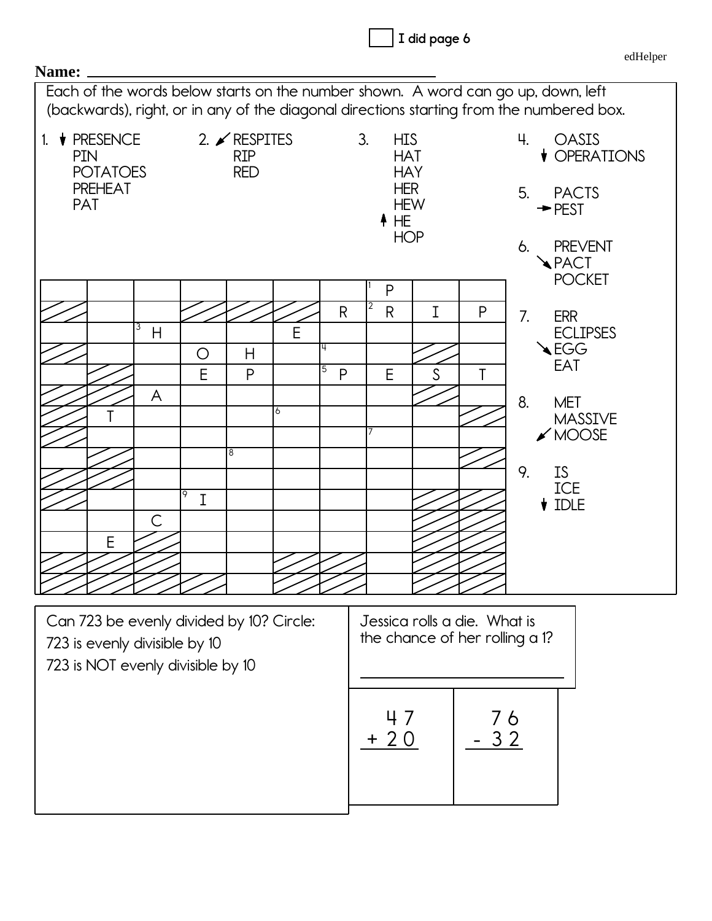I did page 6

Name: ____________________________________

Each of the words below starts on the number shown. A word can go up, down, left (backwards), right, or in any of the diagonal directions starting from the numbered box.

1. ↓ PRESENCE
   PIN
   POTATOES
   PREHEAT
   PAT

2. ↙ RESPITES
   RIP
   RED

3. HIS
   HAT
   HAY
   HER
   HEW
   ↑ HE
   HOP

4. OASIS
   ↓ OPERATIONS

5. PACTS
   → PEST

6. PREVENT
   ↘ PACT
   POCKET

7. ERR
   ECLIPSES
   ↘ EGG
   EAT

8. MET
   MASSIVE
   ↙ MOOSE

9. IS
   ICE
   ↓ IDLE

| | | | | | | | | | |
|---|---|---|---|---|---|---|---|---|---|
| | | | | | | | 1 P | | |
| | | | | | | R | 2 R | I | P |
| | | 3 H | | | E | | | | |
| | | | O | H | | 4 | | | |
| | | | E | P | | 5 P | E | S | T |
| | | A | | | | | | | |
| | T | | | | 6 | | | | |
| | | | | | | | 7 | | |
| | | | | 8 | | | | | |
| | | | | | | | | | |
| | | | 9 I | | | | | | |
| | | C | | | | | | | |
| | E | | | | | | | | |
| | | | | | | | | | |
| | | | | | | | | | |

Can 723 be evenly divided by 10? Circle:
723 is evenly divisible by 10
723 is NOT evenly divisible by 10

Jessica rolls a die. What is the chance of her rolling a 1?

______________________

$$\begin{array}{r} 47 \\ +\ 20 \\ \hline \end{array}$$

$$\begin{array}{r} 76 \\ -\ 32 \\ \hline \end{array}$$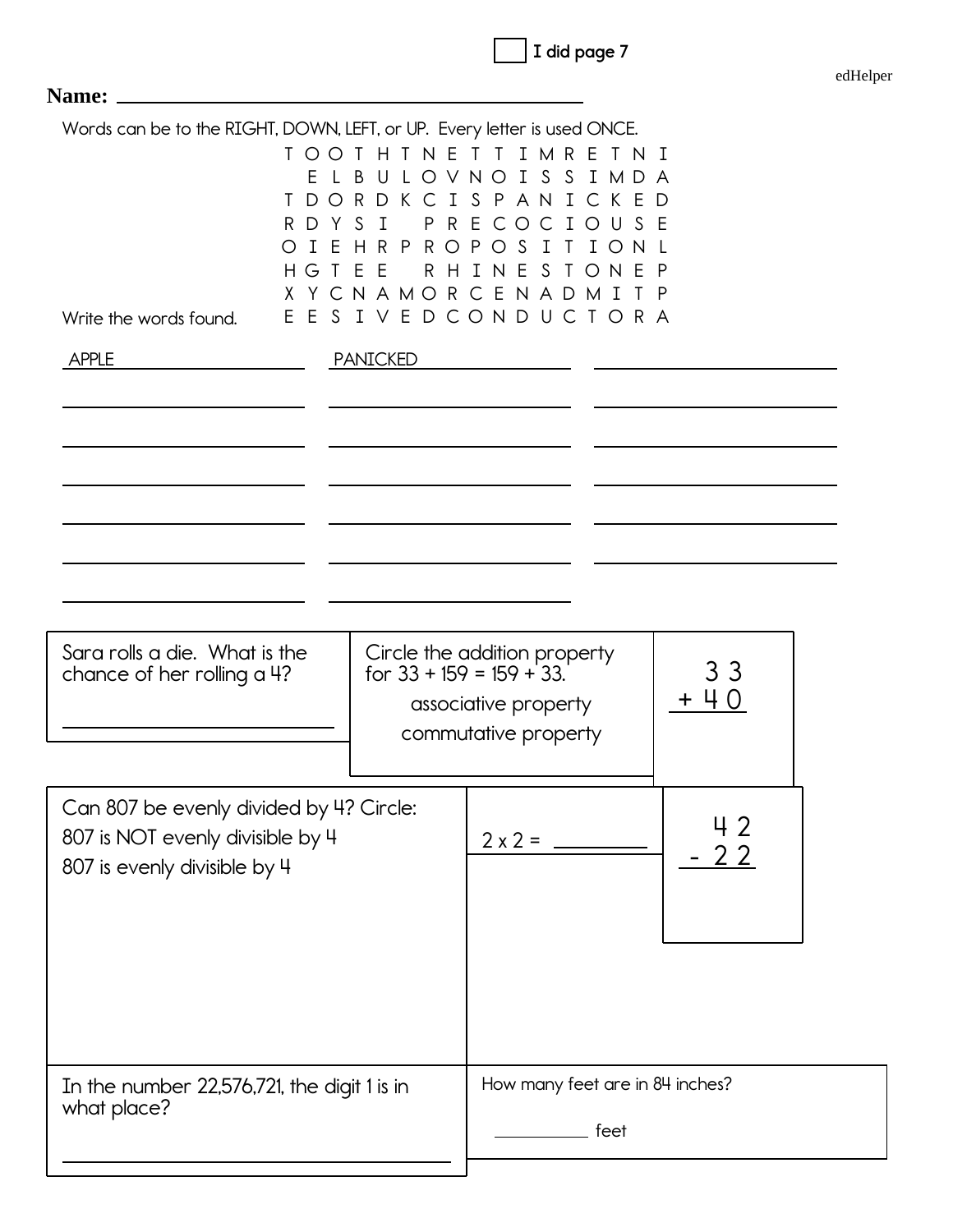☐ I did page 7

edHelper

**Name:** ____________________________________

Words can be to the RIGHT, DOWN, LEFT, or UP. Every letter is used ONCE.

```
T O O T H T N E T T I M R E T N I
  E L B U L O V N O I S S I M D A
T D O R D K C I S P A N I C K E D
R D Y S I   P R E C O C I O U S E
O I E H R P R O P O S I T I O N L
H G T E E   R H I N E S T O N E P
X Y C N A M O R C E N A D M I T P
E E S I V E D C O N D U C T O R A
```

Write the words found.

| | | |
|---|---|---|
| APPLE | PANICKED | ____________ |
| ____________ | ____________ | ____________ |
| ____________ | ____________ | ____________ |
| ____________ | ____________ | ____________ |
| ____________ | ____________ | ____________ |
| ____________ | ____________ | ____________ |
| ____________ | ____________ | |

Sara rolls a die. What is the chance of her rolling a 4?

____________________

Circle the addition property for 33 + 159 = 159 + 33.

associative property

commutative property

$$\begin{array}{r} 33 \\ +\ 40 \\ \hline \end{array}$$

Can 807 be evenly divided by 4? Circle:

807 is NOT evenly divisible by 4

807 is evenly divisible by 4

2 x 2 = ________

$$\begin{array}{r} 42 \\ -\ 22 \\ \hline \end{array}$$

In the number 22,576,721, the digit 1 is in what place?

____________________

How many feet are in 84 inches?

________ feet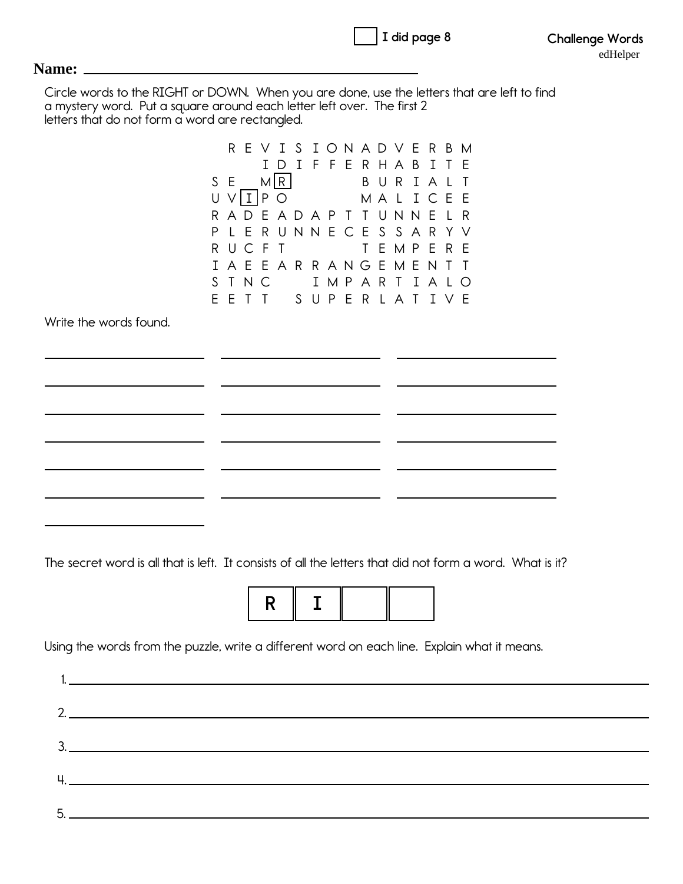☐ I did page 8

**Challenge Words**

edHelper

**Name:** ____________________________________

Circle words to the RIGHT or DOWN. When you are done, use the letters that are left to find a mystery word. Put a square around each letter left over. The first 2 letters that do not form a word are rectangled.

```
      R E V I S I O N A D V E R B M
          I D I F F E R H A B I T E
    S E   M[R]        B U R I A L T
    U V[I]P O         M A L I C E E
    R A D E A D A P T T U N N E L R
    P L E R U N N E C E S S A R Y V
    R U C F T         T E M P E R E
    I A E E A R R A N G E M E N T T
    S T N C     I M P A R T I A L O
    E E T T   S U P E R L A T I V E
```

Write the words found.

________________ ________________ ________________

________________ ________________ ________________

________________ ________________ ________________

________________ ________________ ________________

________________ ________________ ________________

________________ ________________ ________________

________________

The secret word is all that is left. It consists of all the letters that did not form a word. What is it?

| R | I | | |
|---|---|---|---|

Using the words from the puzzle, write a different word on each line. Explain what it means.

1. ____________________________________________

2. ____________________________________________

3. ____________________________________________

4. ____________________________________________

5. ____________________________________________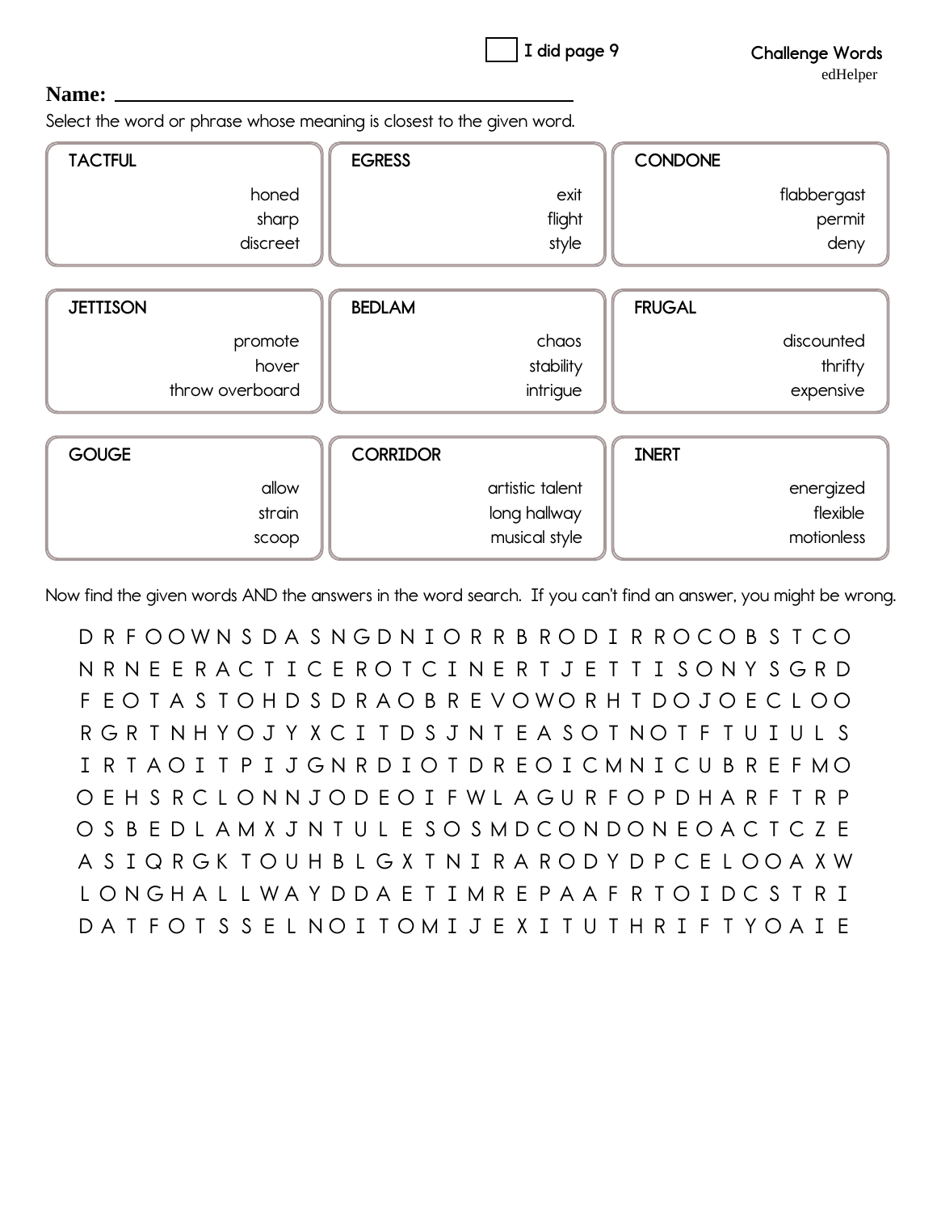☐ I did page 9

**Challenge Words**

edHelper

**Name:** ______________________________

Select the word or phrase whose meaning is closest to the given word.

| | | |
|---|---|---|
| **TACTFUL**<br>honed<br>sharp<br>discreet | **EGRESS**<br>exit<br>flight<br>style | **CONDONE**<br>flabbergast<br>permit<br>deny |
| **JETTISON**<br>promote<br>hover<br>throw overboard | **BEDLAM**<br>chaos<br>stability<br>intrigue | **FRUGAL**<br>discounted<br>thrifty<br>expensive |
| **GOUGE**<br>allow<br>strain<br>scoop | **CORRIDOR**<br>artistic talent<br>long hallway<br>musical style | **INERT**<br>energized<br>flexible<br>motionless |

Now find the given words AND the answers in the word search. If you can't find an answer, you might be wrong.

```
D R F O O W N S D A S N G D N I O R R B R O D I R R O C O B S T C O
N R N E E R A C T I C E R O T C I N E R T J E T T I S O N Y S G R D
F E O T A S T O H D S D R A O B R E V O W O R H T D O J O E C L O O
R G R T N H Y O J Y X C I T D S J N T E A S O T N O T F T U I U L S
I R T A O I T P I J G N R D I O T D R E O I C M N I C U B R E F M O
O E H S R C L O N N J O D E O I F W L A G U R F O P D H A R F T R P
O S B E D L A M X J N T U L E S O S M D C O N D O N E O A C T C Z E
A S I Q R G K T O U H B L G X T N I R A R O D Y D P C E L O O A X W
L O N G H A L L W A Y D D A E T I M R E P A A F R T O I D C S T R I
D A T F O T S S E L N O I T O M I J E X I T U T H R I F T Y O A I E
```